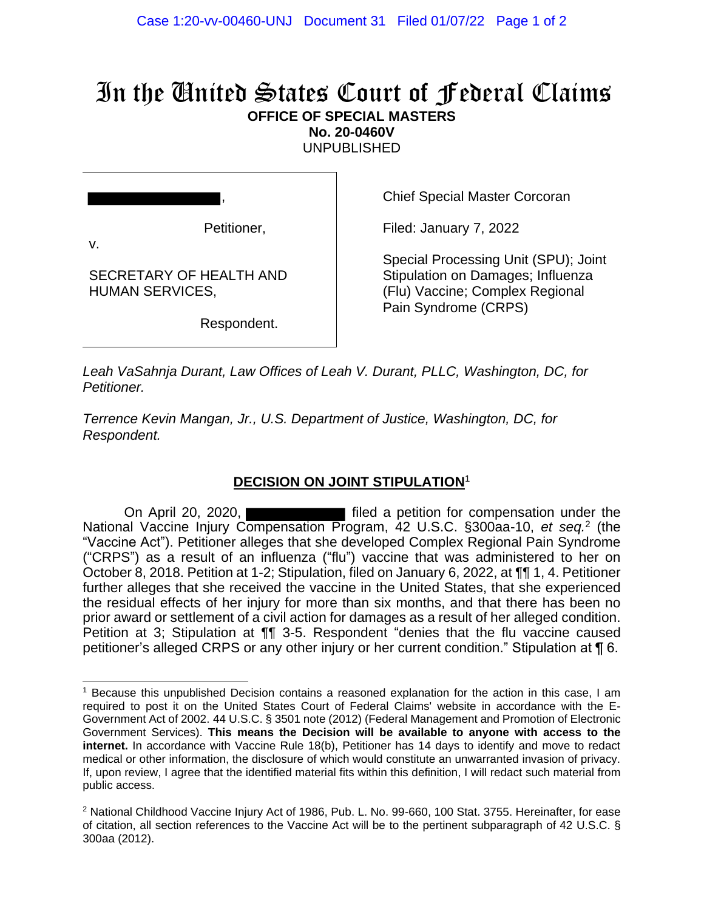# In the United States Court of Federal Claims

**OFFICE OF SPECIAL MASTERS**
**No. 20-0460V**
UNPUBLISHED

| | |
|---|---|
| [REDACTED], Petitioner, v. SECRETARY OF HEALTH AND HUMAN SERVICES, Respondent. | Chief Special Master Corcoran<br><br>Filed: January 7, 2022<br><br>Special Processing Unit (SPU); Joint Stipulation on Damages; Influenza (Flu) Vaccine; Complex Regional Pain Syndrome (CRPS) |

*Leah VaSahnja Durant, Law Offices of Leah V. Durant, PLLC, Washington, DC, for Petitioner.*

*Terrence Kevin Mangan, Jr., U.S. Department of Justice, Washington, DC, for Respondent.*

## DECISION ON JOINT STIPULATION[1]

On April 20, 2020, [REDACTED] filed a petition for compensation under the National Vaccine Injury Compensation Program, 42 U.S.C. §300aa-10, *et seq.*[2] (the "Vaccine Act"). Petitioner alleges that she developed Complex Regional Pain Syndrome ("CRPS") as a result of an influenza ("flu") vaccine that was administered to her on October 8, 2018. Petition at 1-2; Stipulation, filed on January 6, 2022, at ¶¶ 1, 4. Petitioner further alleges that she received the vaccine in the United States, that she experienced the residual effects of her injury for more than six months, and that there has been no prior award or settlement of a civil action for damages as a result of her alleged condition. Petition at 3; Stipulation at ¶¶ 3-5. Respondent "denies that the flu vaccine caused petitioner's alleged CRPS or any other injury or her current condition." Stipulation at ¶ 6.

---

[1] Because this unpublished Decision contains a reasoned explanation for the action in this case, I am required to post it on the United States Court of Federal Claims' website in accordance with the E-Government Act of 2002. 44 U.S.C. § 3501 note (2012) (Federal Management and Promotion of Electronic Government Services). **This means the Decision will be available to anyone with access to the internet.** In accordance with Vaccine Rule 18(b), Petitioner has 14 days to identify and move to redact medical or other information, the disclosure of which would constitute an unwarranted invasion of privacy. If, upon review, I agree that the identified material fits within this definition, I will redact such material from public access.

[2] National Childhood Vaccine Injury Act of 1986, Pub. L. No. 99-660, 100 Stat. 3755. Hereinafter, for ease of citation, all section references to the Vaccine Act will be to the pertinent subparagraph of 42 U.S.C. § 300aa (2012).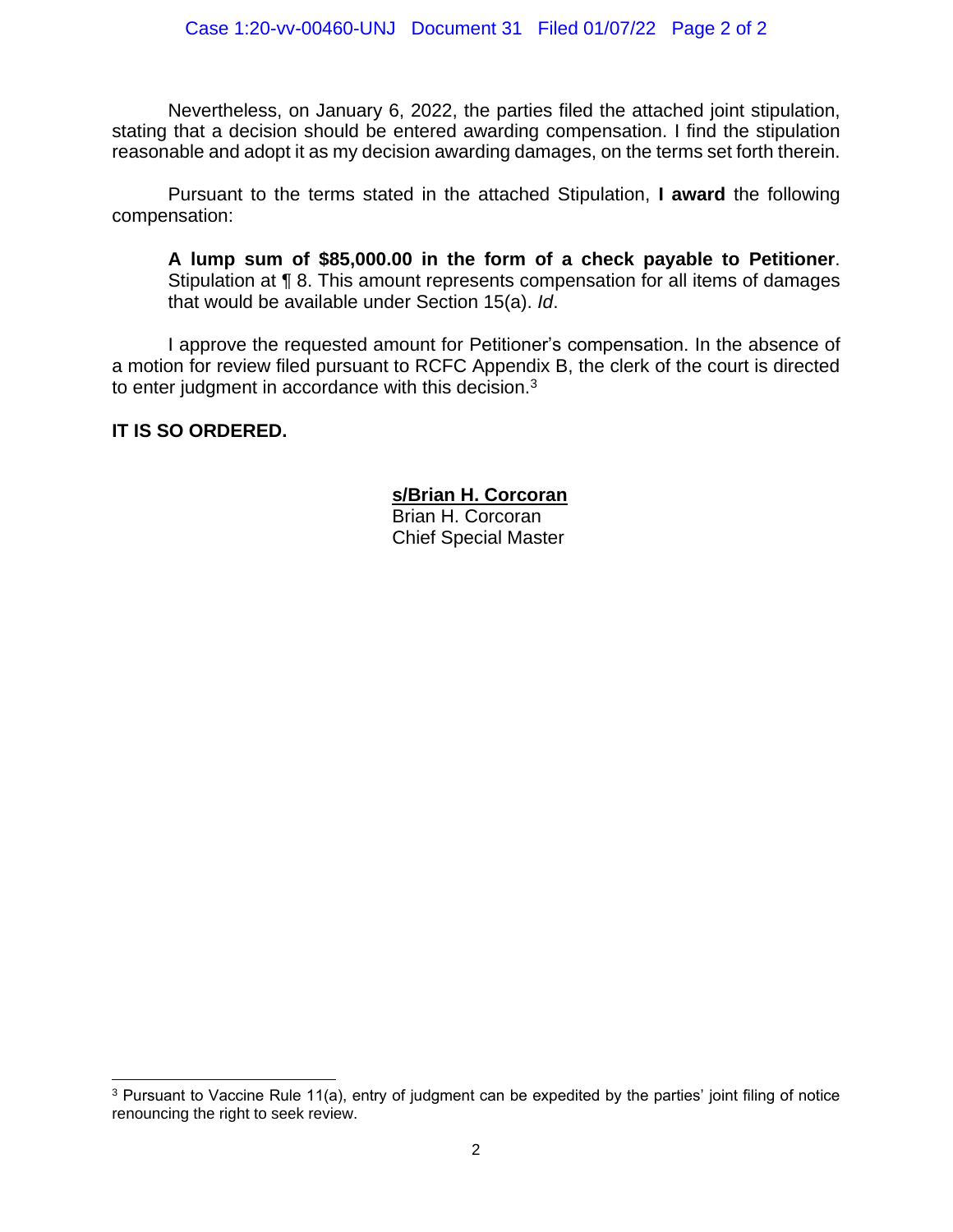Nevertheless, on January 6, 2022, the parties filed the attached joint stipulation, stating that a decision should be entered awarding compensation. I find the stipulation reasonable and adopt it as my decision awarding damages, on the terms set forth therein.

Pursuant to the terms stated in the attached Stipulation, **I award** the following compensation:

> **A lump sum of $85,000.00 in the form of a check payable to Petitioner**. Stipulation at ¶ 8. This amount represents compensation for all items of damages that would be available under Section 15(a). *Id*.

I approve the requested amount for Petitioner's compensation. In the absence of a motion for review filed pursuant to RCFC Appendix B, the clerk of the court is directed to enter judgment in accordance with this decision.[3]

**IT IS SO ORDERED.**

**s/Brian H. Corcoran**
Brian H. Corcoran
Chief Special Master

---

[3] Pursuant to Vaccine Rule 11(a), entry of judgment can be expedited by the parties' joint filing of notice renouncing the right to seek review.